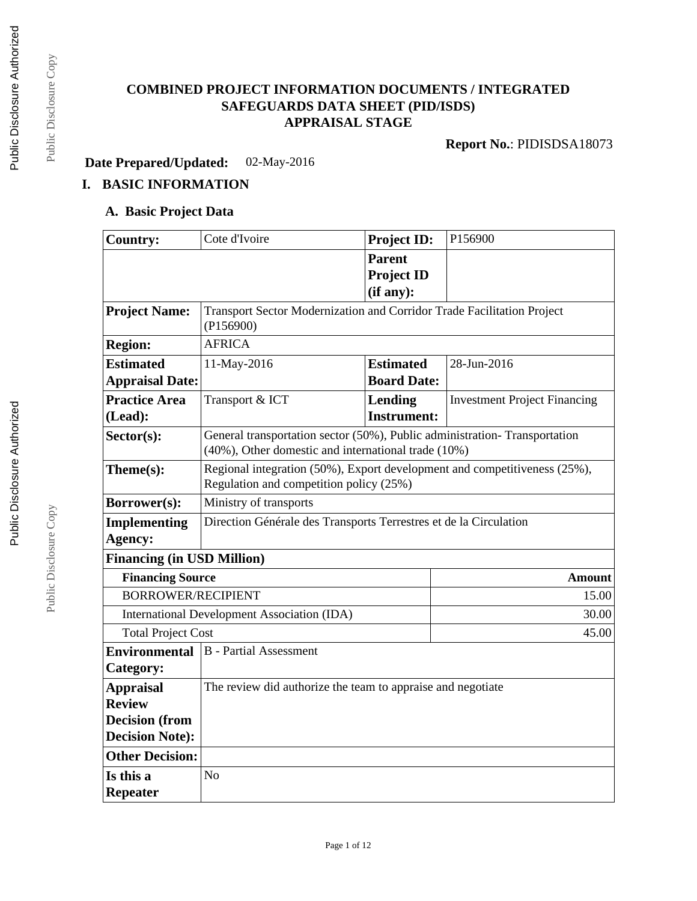# COMBINED PROJECT INFORMATION DOCUMENTS / INTEGRATED SAFEGUARDS DATA SHEET (PID/ISDS) APPRAISAL STAGE

**Report No.**: PIDISDSA18073

**Date Prepared/Updated:** 02-May-2016

## I. BASIC INFORMATION

### A. Basic Project Data

| **Country:** | Cote d'Ivoire | **Project ID:** | P156900 |
|---|---|---|---|
| | | **Parent Project ID (if any):** | |
| **Project Name:** | Transport Sector Modernization and Corridor Trade Facilitation Project (P156900) | | |
| **Region:** | AFRICA | | |
| **Estimated Appraisal Date:** | 11-May-2016 | **Estimated Board Date:** | 28-Jun-2016 |
| **Practice Area (Lead):** | Transport & ICT | **Lending Instrument:** | Investment Project Financing |
| **Sector(s):** | General transportation sector (50%), Public administration- Transportation (40%), Other domestic and international trade (10%) | | |
| **Theme(s):** | Regional integration (50%), Export development and competitiveness (25%), Regulation and competition policy (25%) | | |
| **Borrower(s):** | Ministry of transports | | |
| **Implementing Agency:** | Direction Générale des Transports Terrestres et de la Circulation | | |

**Financing (in USD Million)**

| **Financing Source** | **Amount** |
|---|---:|
| BORROWER/RECIPIENT | 15.00 |
| International Development Association (IDA) | 30.00 |
| Total Project Cost | 45.00 |

| | |
|---|---|
| **Environmental Category:** | B - Partial Assessment |
| **Appraisal Review Decision (from Decision Note):** | The review did authorize the team to appraise and negotiate |
| **Other Decision:** | |
| **Is this a Repeater** | No |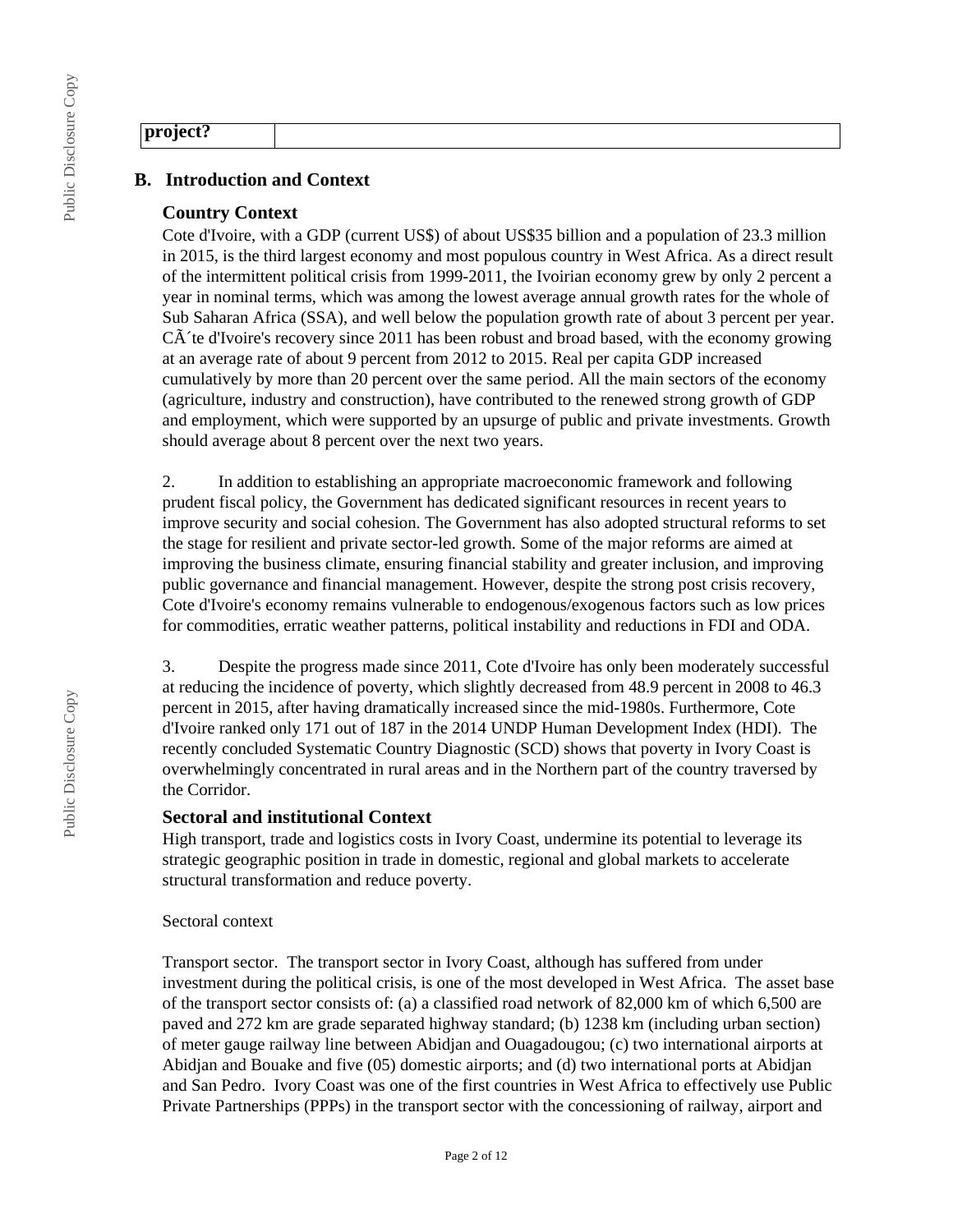| project? | |
|---|---|

## B. Introduction and Context

### Country Context

Cote d'Ivoire, with a GDP (current US$) of about US$35 billion and a population of 23.3 million in 2015, is the third largest economy and most populous country in West Africa. As a direct result of the intermittent political crisis from 1999-2011, the Ivoirian economy grew by only 2 percent a year in nominal terms, which was among the lowest average annual growth rates for the whole of Sub Saharan Africa (SSA), and well below the population growth rate of about 3 percent per year. CÃ´te d'Ivoire's recovery since 2011 has been robust and broad based, with the economy growing at an average rate of about 9 percent from 2012 to 2015. Real per capita GDP increased cumulatively by more than 20 percent over the same period. All the main sectors of the economy (agriculture, industry and construction), have contributed to the renewed strong growth of GDP and employment, which were supported by an upsurge of public and private investments. Growth should average about 8 percent over the next two years.

2. In addition to establishing an appropriate macroeconomic framework and following prudent fiscal policy, the Government has dedicated significant resources in recent years to improve security and social cohesion. The Government has also adopted structural reforms to set the stage for resilient and private sector-led growth. Some of the major reforms are aimed at improving the business climate, ensuring financial stability and greater inclusion, and improving public governance and financial management. However, despite the strong post crisis recovery, Cote d'Ivoire's economy remains vulnerable to endogenous/exogenous factors such as low prices for commodities, erratic weather patterns, political instability and reductions in FDI and ODA.

3. Despite the progress made since 2011, Cote d'Ivoire has only been moderately successful at reducing the incidence of poverty, which slightly decreased from 48.9 percent in 2008 to 46.3 percent in 2015, after having dramatically increased since the mid-1980s. Furthermore, Cote d'Ivoire ranked only 171 out of 187 in the 2014 UNDP Human Development Index (HDI). The recently concluded Systematic Country Diagnostic (SCD) shows that poverty in Ivory Coast is overwhelmingly concentrated in rural areas and in the Northern part of the country traversed by the Corridor.

### Sectoral and institutional Context

High transport, trade and logistics costs in Ivory Coast, undermine its potential to leverage its strategic geographic position in trade in domestic, regional and global markets to accelerate structural transformation and reduce poverty.

Sectoral context

Transport sector. The transport sector in Ivory Coast, although has suffered from under investment during the political crisis, is one of the most developed in West Africa. The asset base of the transport sector consists of: (a) a classified road network of 82,000 km of which 6,500 are paved and 272 km are grade separated highway standard; (b) 1238 km (including urban section) of meter gauge railway line between Abidjan and Ouagadougou; (c) two international airports at Abidjan and Bouake and five (05) domestic airports; and (d) two international ports at Abidjan and San Pedro. Ivory Coast was one of the first countries in West Africa to effectively use Public Private Partnerships (PPPs) in the transport sector with the concessioning of railway, airport and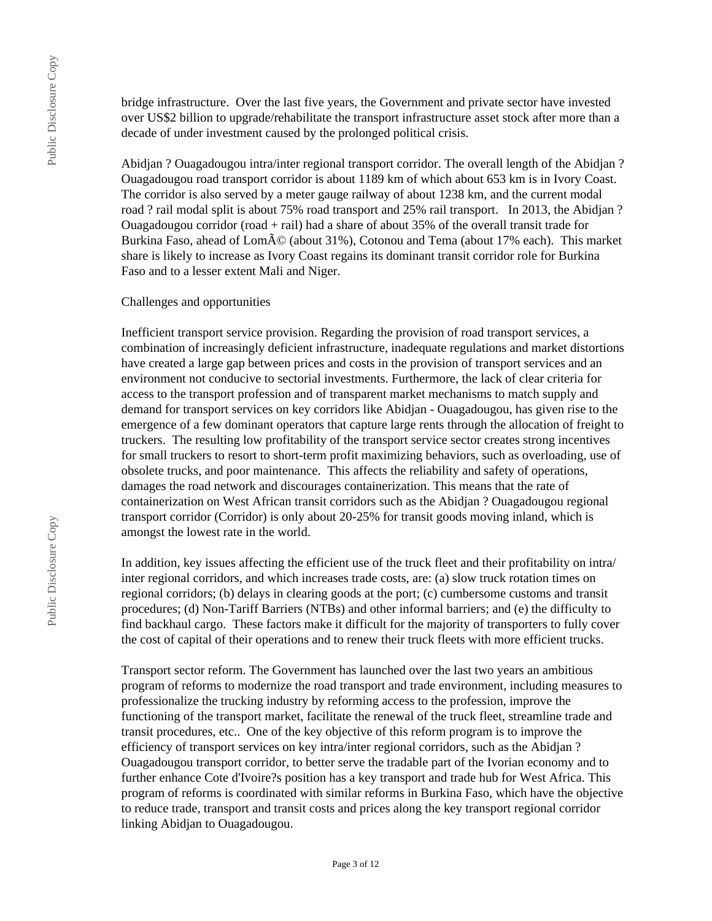bridge infrastructure. Over the last five years, the Government and private sector have invested over US$2 billion to upgrade/rehabilitate the transport infrastructure asset stock after more than a decade of under investment caused by the prolonged political crisis.

Abidjan ? Ouagadougou intra/inter regional transport corridor. The overall length of the Abidjan ? Ouagadougou road transport corridor is about 1189 km of which about 653 km is in Ivory Coast. The corridor is also served by a meter gauge railway of about 1238 km, and the current modal road ? rail modal split is about 75% road transport and 25% rail transport. In 2013, the Abidjan ? Ouagadougou corridor (road + rail) had a share of about 35% of the overall transit trade for Burkina Faso, ahead of LomÃ© (about 31%), Cotonou and Tema (about 17% each). This market share is likely to increase as Ivory Coast regains its dominant transit corridor role for Burkina Faso and to a lesser extent Mali and Niger.

Challenges and opportunities

Inefficient transport service provision. Regarding the provision of road transport services, a combination of increasingly deficient infrastructure, inadequate regulations and market distortions have created a large gap between prices and costs in the provision of transport services and an environment not conducive to sectorial investments. Furthermore, the lack of clear criteria for access to the transport profession and of transparent market mechanisms to match supply and demand for transport services on key corridors like Abidjan - Ouagadougou, has given rise to the emergence of a few dominant operators that capture large rents through the allocation of freight to truckers. The resulting low profitability of the transport service sector creates strong incentives for small truckers to resort to short-term profit maximizing behaviors, such as overloading, use of obsolete trucks, and poor maintenance. This affects the reliability and safety of operations, damages the road network and discourages containerization. This means that the rate of containerization on West African transit corridors such as the Abidjan ? Ouagadougou regional transport corridor (Corridor) is only about 20-25% for transit goods moving inland, which is amongst the lowest rate in the world.

In addition, key issues affecting the efficient use of the truck fleet and their profitability on intra/ inter regional corridors, and which increases trade costs, are: (a) slow truck rotation times on regional corridors; (b) delays in clearing goods at the port; (c) cumbersome customs and transit procedures; (d) Non-Tariff Barriers (NTBs) and other informal barriers; and (e) the difficulty to find backhaul cargo. These factors make it difficult for the majority of transporters to fully cover the cost of capital of their operations and to renew their truck fleets with more efficient trucks.

Transport sector reform. The Government has launched over the last two years an ambitious program of reforms to modernize the road transport and trade environment, including measures to professionalize the trucking industry by reforming access to the profession, improve the functioning of the transport market, facilitate the renewal of the truck fleet, streamline trade and transit procedures, etc.. One of the key objective of this reform program is to improve the efficiency of transport services on key intra/inter regional corridors, such as the Abidjan ? Ouagadougou transport corridor, to better serve the tradable part of the Ivorian economy and to further enhance Cote d'Ivoire?s position has a key transport and trade hub for West Africa. This program of reforms is coordinated with similar reforms in Burkina Faso, which have the objective to reduce trade, transport and transit costs and prices along the key transport regional corridor linking Abidjan to Ouagadougou.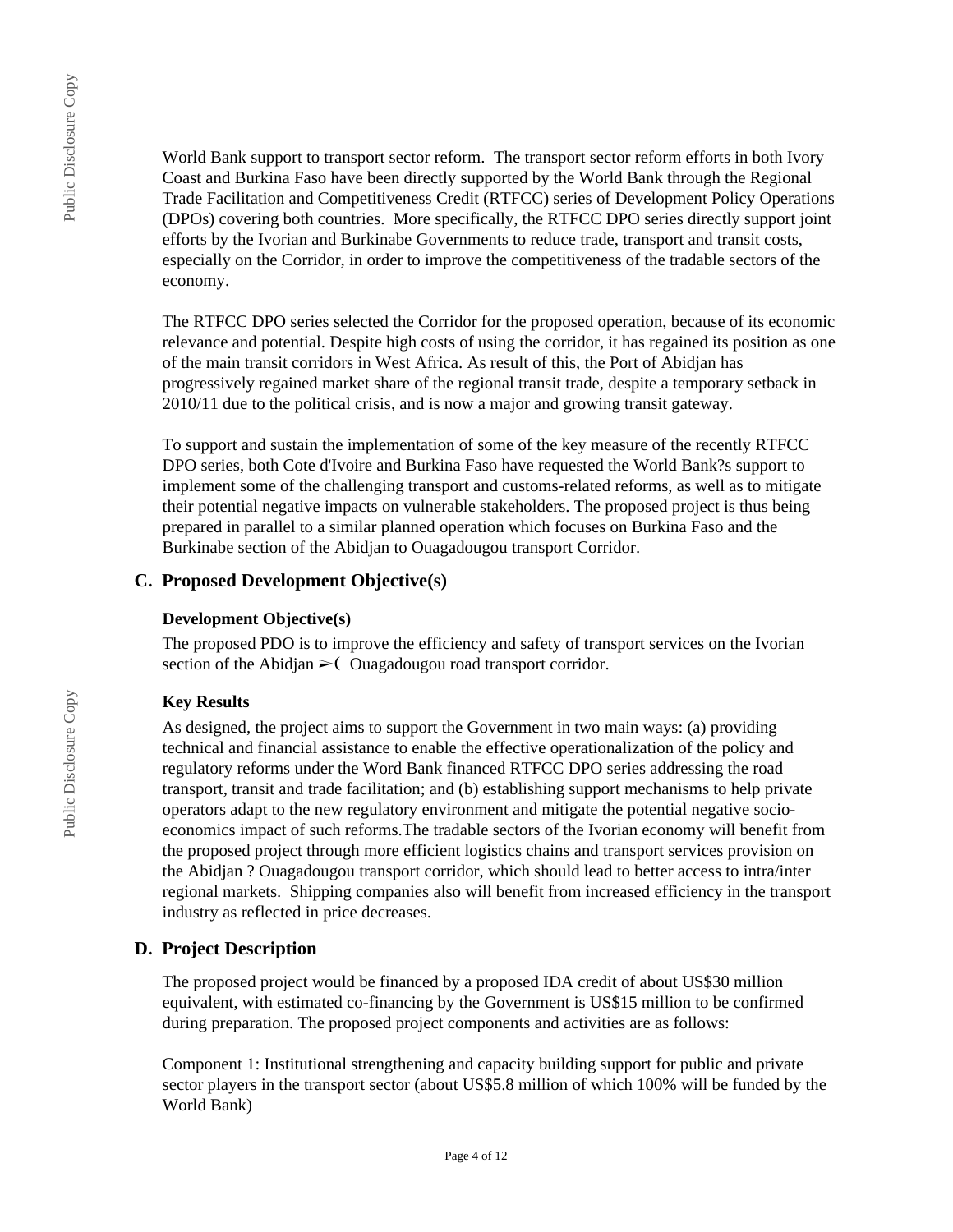World Bank support to transport sector reform. The transport sector reform efforts in both Ivory Coast and Burkina Faso have been directly supported by the World Bank through the Regional Trade Facilitation and Competitiveness Credit (RTFCC) series of Development Policy Operations (DPOs) covering both countries. More specifically, the RTFCC DPO series directly support joint efforts by the Ivorian and Burkinabe Governments to reduce trade, transport and transit costs, especially on the Corridor, in order to improve the competitiveness of the tradable sectors of the economy.

The RTFCC DPO series selected the Corridor for the proposed operation, because of its economic relevance and potential. Despite high costs of using the corridor, it has regained its position as one of the main transit corridors in West Africa. As result of this, the Port of Abidjan has progressively regained market share of the regional transit trade, despite a temporary setback in 2010/11 due to the political crisis, and is now a major and growing transit gateway.

To support and sustain the implementation of some of the key measure of the recently RTFCC DPO series, both Cote d'Ivoire and Burkina Faso have requested the World Bank?s support to implement some of the challenging transport and customs-related reforms, as well as to mitigate their potential negative impacts on vulnerable stakeholders. The proposed project is thus being prepared in parallel to a similar planned operation which focuses on Burkina Faso and the Burkinabe section of the Abidjan to Ouagadougou transport Corridor.

## C. Proposed Development Objective(s)

### Development Objective(s)

The proposed PDO is to improve the efficiency and safety of transport services on the Ivorian section of the Abidjan ➢( Ouagadougou road transport corridor.

### Key Results

As designed, the project aims to support the Government in two main ways: (a) providing technical and financial assistance to enable the effective operationalization of the policy and regulatory reforms under the Word Bank financed RTFCC DPO series addressing the road transport, transit and trade facilitation; and (b) establishing support mechanisms to help private operators adapt to the new regulatory environment and mitigate the potential negative socio-economics impact of such reforms.The tradable sectors of the Ivorian economy will benefit from the proposed project through more efficient logistics chains and transport services provision on the Abidjan ? Ouagadougou transport corridor, which should lead to better access to intra/inter regional markets. Shipping companies also will benefit from increased efficiency in the transport industry as reflected in price decreases.

## D. Project Description

The proposed project would be financed by a proposed IDA credit of about US$30 million equivalent, with estimated co-financing by the Government is US$15 million to be confirmed during preparation. The proposed project components and activities are as follows:

Component 1: Institutional strengthening and capacity building support for public and private sector players in the transport sector (about US$5.8 million of which 100% will be funded by the World Bank)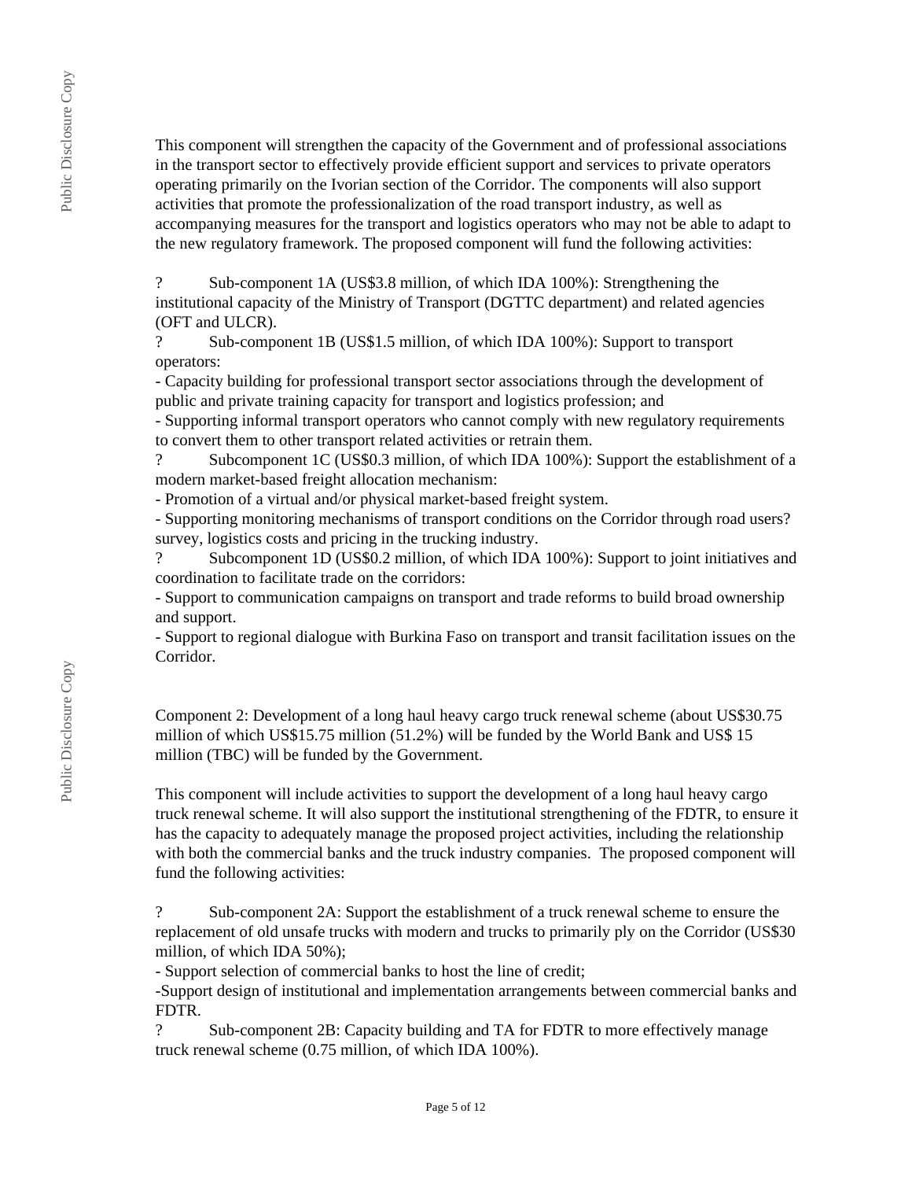This component will strengthen the capacity of the Government and of professional associations in the transport sector to effectively provide efficient support and services to private operators operating primarily on the Ivorian section of the Corridor. The components will also support activities that promote the professionalization of the road transport industry, as well as accompanying measures for the transport and logistics operators who may not be able to adapt to the new regulatory framework. The proposed component will fund the following activities:

? Sub-component 1A (US$3.8 million, of which IDA 100%): Strengthening the institutional capacity of the Ministry of Transport (DGTTC department) and related agencies (OFT and ULCR).

? Sub-component 1B (US$1.5 million, of which IDA 100%): Support to transport operators:

- Capacity building for professional transport sector associations through the development of public and private training capacity for transport and logistics profession; and
- Supporting informal transport operators who cannot comply with new regulatory requirements to convert them to other transport related activities or retrain them.

? Subcomponent 1C (US$0.3 million, of which IDA 100%): Support the establishment of a modern market-based freight allocation mechanism:

- Promotion of a virtual and/or physical market-based freight system.
- Supporting monitoring mechanisms of transport conditions on the Corridor through road users? survey, logistics costs and pricing in the trucking industry.

? Subcomponent 1D (US$0.2 million, of which IDA 100%): Support to joint initiatives and coordination to facilitate trade on the corridors:

- Support to communication campaigns on transport and trade reforms to build broad ownership and support.
- Support to regional dialogue with Burkina Faso on transport and transit facilitation issues on the Corridor.

Component 2: Development of a long haul heavy cargo truck renewal scheme (about US$30.75 million of which US$15.75 million (51.2%) will be funded by the World Bank and US$ 15 million (TBC) will be funded by the Government.

This component will include activities to support the development of a long haul heavy cargo truck renewal scheme. It will also support the institutional strengthening of the FDTR, to ensure it has the capacity to adequately manage the proposed project activities, including the relationship with both the commercial banks and the truck industry companies. The proposed component will fund the following activities:

? Sub-component 2A: Support the establishment of a truck renewal scheme to ensure the replacement of old unsafe trucks with modern and trucks to primarily ply on the Corridor (US$30 million, of which IDA 50%);

- Support selection of commercial banks to host the line of credit;
- Support design of institutional and implementation arrangements between commercial banks and FDTR.

? Sub-component 2B: Capacity building and TA for FDTR to more effectively manage truck renewal scheme (0.75 million, of which IDA 100%).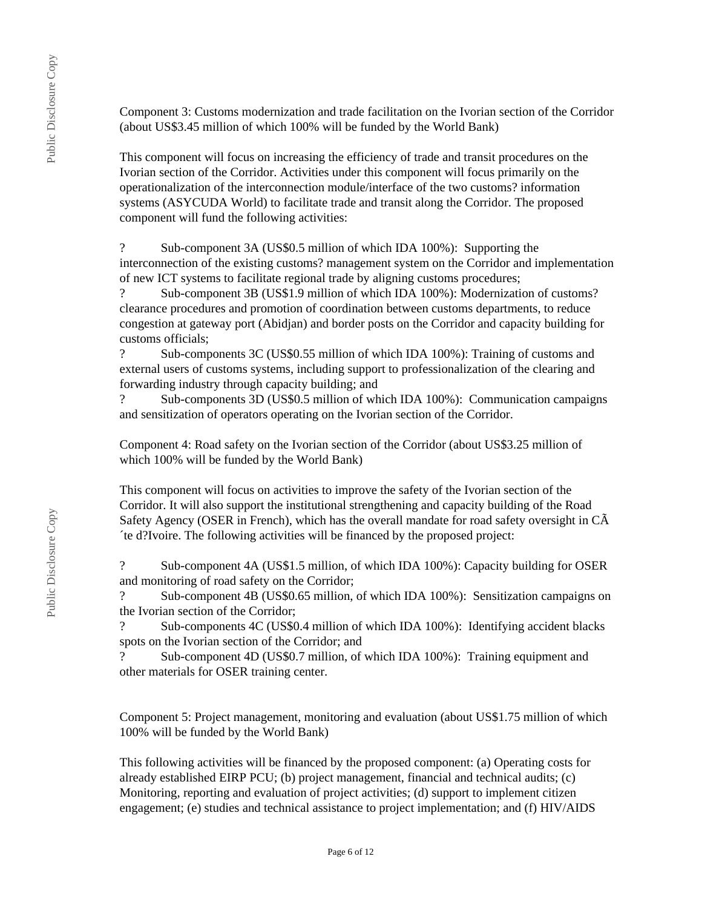Component 3: Customs modernization and trade facilitation on the Ivorian section of the Corridor (about US$3.45 million of which 100% will be funded by the World Bank)

This component will focus on increasing the efficiency of trade and transit procedures on the Ivorian section of the Corridor. Activities under this component will focus primarily on the operationalization of the interconnection module/interface of the two customs? information systems (ASYCUDA World) to facilitate trade and transit along the Corridor. The proposed component will fund the following activities:

? Sub-component 3A (US$0.5 million of which IDA 100%): Supporting the interconnection of the existing customs? management system on the Corridor and implementation of new ICT systems to facilitate regional trade by aligning customs procedures;
? Sub-component 3B (US$1.9 million of which IDA 100%): Modernization of customs? clearance procedures and promotion of coordination between customs departments, to reduce congestion at gateway port (Abidjan) and border posts on the Corridor and capacity building for customs officials;
? Sub-components 3C (US$0.55 million of which IDA 100%): Training of customs and external users of customs systems, including support to professionalization of the clearing and forwarding industry through capacity building; and
? Sub-components 3D (US$0.5 million of which IDA 100%): Communication campaigns and sensitization of operators operating on the Ivorian section of the Corridor.

Component 4: Road safety on the Ivorian section of the Corridor (about US$3.25 million of which 100% will be funded by the World Bank)

This component will focus on activities to improve the safety of the Ivorian section of the Corridor. It will also support the institutional strengthening and capacity building of the Road Safety Agency (OSER in French), which has the overall mandate for road safety oversight in CÃ´te d?Ivoire. The following activities will be financed by the proposed project:

? Sub-component 4A (US$1.5 million, of which IDA 100%): Capacity building for OSER and monitoring of road safety on the Corridor;
? Sub-component 4B (US$0.65 million, of which IDA 100%): Sensitization campaigns on the Ivorian section of the Corridor;
? Sub-components 4C (US$0.4 million of which IDA 100%): Identifying accident blacks spots on the Ivorian section of the Corridor; and
? Sub-component 4D (US$0.7 million, of which IDA 100%): Training equipment and other materials for OSER training center.

Component 5: Project management, monitoring and evaluation (about US$1.75 million of which 100% will be funded by the World Bank)

This following activities will be financed by the proposed component: (a) Operating costs for already established EIRP PCU; (b) project management, financial and technical audits; (c) Monitoring, reporting and evaluation of project activities; (d) support to implement citizen engagement; (e) studies and technical assistance to project implementation; and (f) HIV/AIDS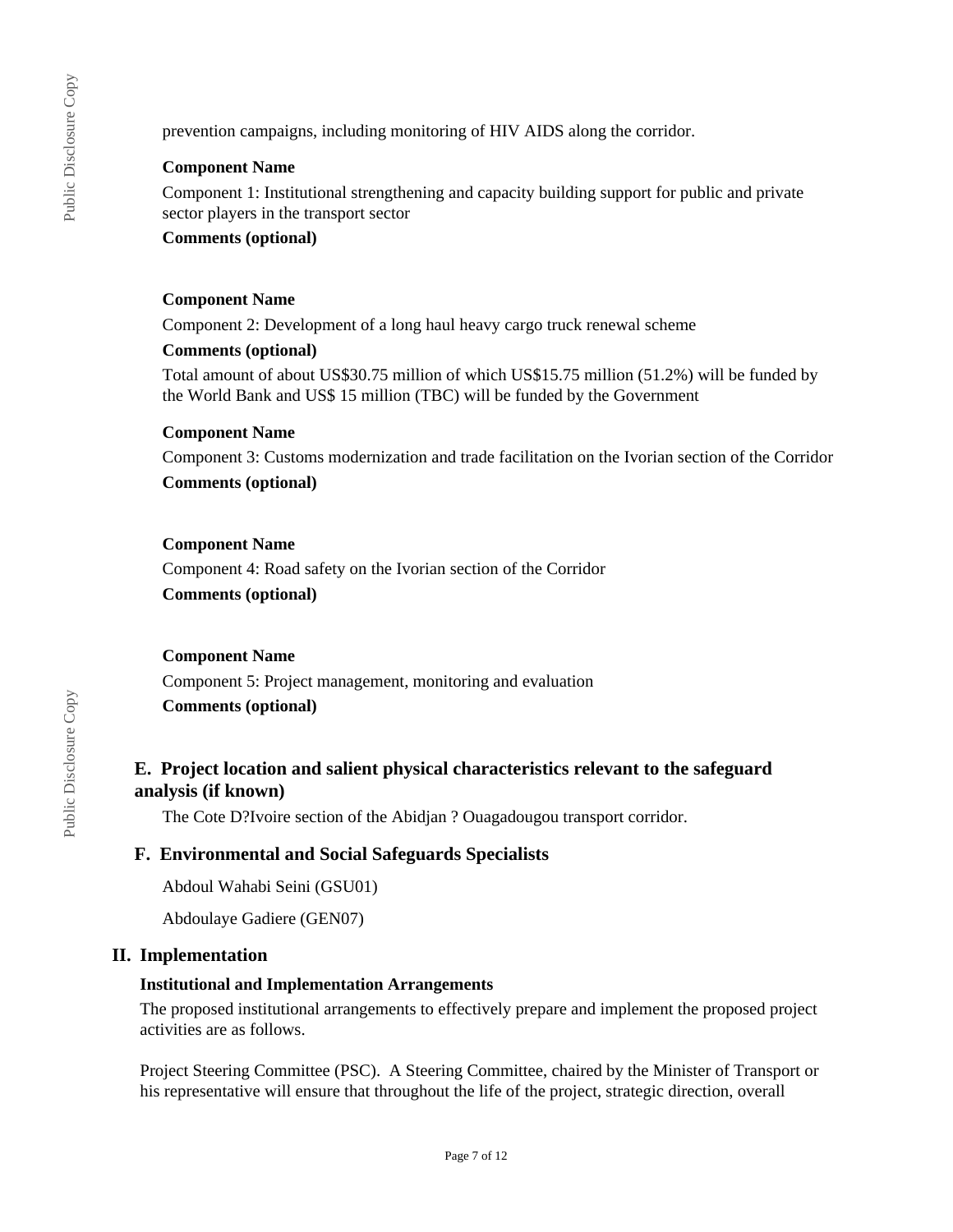prevention campaigns, including monitoring of HIV AIDS along the corridor.

**Component Name**

Component 1: Institutional strengthening and capacity building support for public and private sector players in the transport sector

**Comments (optional)**

**Component Name**

Component 2: Development of a long haul heavy cargo truck renewal scheme

**Comments (optional)**

Total amount of about US$30.75 million of which US$15.75 million (51.2%) will be funded by the World Bank and US$ 15 million (TBC) will be funded by the Government

**Component Name**

Component 3: Customs modernization and trade facilitation on the Ivorian section of the Corridor

**Comments (optional)**

**Component Name**

Component 4: Road safety on the Ivorian section of the Corridor

**Comments (optional)**

**Component Name**

Component 5: Project management, monitoring and evaluation

**Comments (optional)**

### E. Project location and salient physical characteristics relevant to the safeguard analysis (if known)

The Cote D?Ivoire section of the Abidjan ? Ouagadougou transport corridor.

### F. Environmental and Social Safeguards Specialists

Abdoul Wahabi Seini (GSU01)

Abdoulaye Gadiere (GEN07)

## II. Implementation

**Institutional and Implementation Arrangements**

The proposed institutional arrangements to effectively prepare and implement the proposed project activities are as follows.

Project Steering Committee (PSC). A Steering Committee, chaired by the Minister of Transport or his representative will ensure that throughout the life of the project, strategic direction, overall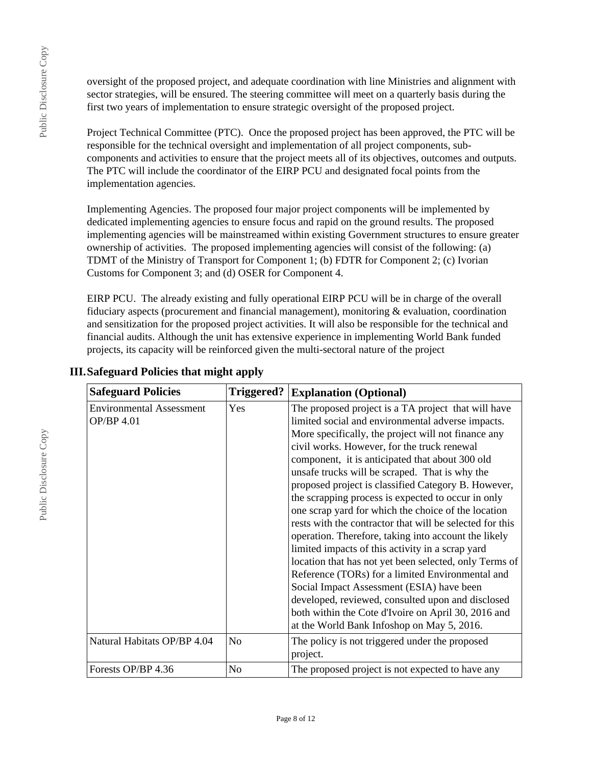oversight of the proposed project, and adequate coordination with line Ministries and alignment with sector strategies, will be ensured. The steering committee will meet on a quarterly basis during the first two years of implementation to ensure strategic oversight of the proposed project.

Project Technical Committee (PTC). Once the proposed project has been approved, the PTC will be responsible for the technical oversight and implementation of all project components, sub-components and activities to ensure that the project meets all of its objectives, outcomes and outputs. The PTC will include the coordinator of the EIRP PCU and designated focal points from the implementation agencies.

Implementing Agencies. The proposed four major project components will be implemented by dedicated implementing agencies to ensure focus and rapid on the ground results. The proposed implementing agencies will be mainstreamed within existing Government structures to ensure greater ownership of activities. The proposed implementing agencies will consist of the following: (a) TDMT of the Ministry of Transport for Component 1; (b) FDTR for Component 2; (c) Ivorian Customs for Component 3; and (d) OSER for Component 4.

EIRP PCU. The already existing and fully operational EIRP PCU will be in charge of the overall fiduciary aspects (procurement and financial management), monitoring & evaluation, coordination and sensitization for the proposed project activities. It will also be responsible for the technical and financial audits. Although the unit has extensive experience in implementing World Bank funded projects, its capacity will be reinforced given the multi-sectoral nature of the project

## III. Safeguard Policies that might apply

| Safeguard Policies | Triggered? | Explanation (Optional) |
|---|---|---|
| Environmental Assessment OP/BP 4.01 | Yes | The proposed project is a TA project that will have limited social and environmental adverse impacts. More specifically, the project will not finance any civil works. However, for the truck renewal component, it is anticipated that about 300 old unsafe trucks will be scraped. That is why the proposed project is classified Category B. However, the scrapping process is expected to occur in only one scrap yard for which the choice of the location rests with the contractor that will be selected for this operation. Therefore, taking into account the likely limited impacts of this activity in a scrap yard location that has not yet been selected, only Terms of Reference (TORs) for a limited Environmental and Social Impact Assessment (ESIA) have been developed, reviewed, consulted upon and disclosed both within the Cote d'Ivoire on April 30, 2016 and at the World Bank Infoshop on May 5, 2016. |
| Natural Habitats OP/BP 4.04 | No | The policy is not triggered under the proposed project. |
| Forests OP/BP 4.36 | No | The proposed project is not expected to have any |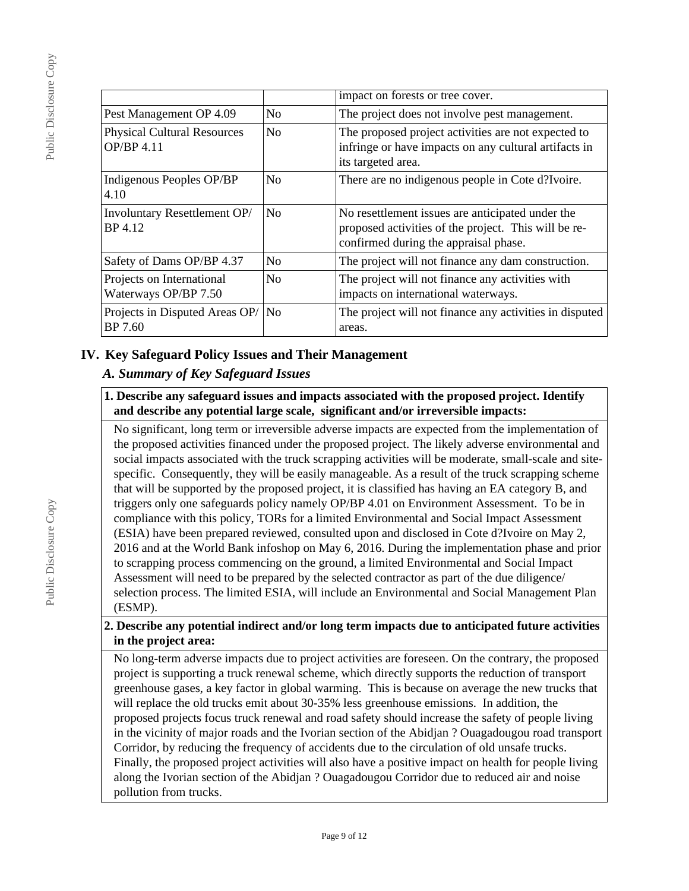| | | |
|---|---|---|
| | | impact on forests or tree cover. |
| Pest Management OP 4.09 | No | The project does not involve pest management. |
| Physical Cultural Resources OP/BP 4.11 | No | The proposed project activities are not expected to infringe or have impacts on any cultural artifacts in its targeted area. |
| Indigenous Peoples OP/BP 4.10 | No | There are no indigenous people in Cote d?Ivoire. |
| Involuntary Resettlement OP/BP 4.12 | No | No resettlement issues are anticipated under the proposed activities of the project. This will be re-confirmed during the appraisal phase. |
| Safety of Dams OP/BP 4.37 | No | The project will not finance any dam construction. |
| Projects on International Waterways OP/BP 7.50 | No | The project will not finance any activities with impacts on international waterways. |
| Projects in Disputed Areas OP/BP 7.60 | No | The project will not finance any activities in disputed areas. |

## IV. Key Safeguard Policy Issues and Their Management

### *A. Summary of Key Safeguard Issues*

**1. Describe any safeguard issues and impacts associated with the proposed project. Identify and describe any potential large scale, significant and/or irreversible impacts:**

No significant, long term or irreversible adverse impacts are expected from the implementation of the proposed activities financed under the proposed project. The likely adverse environmental and social impacts associated with the truck scrapping activities will be moderate, small-scale and site-specific. Consequently, they will be easily manageable. As a result of the truck scrapping scheme that will be supported by the proposed project, it is classified has having an EA category B, and triggers only one safeguards policy namely OP/BP 4.01 on Environment Assessment. To be in compliance with this policy, TORs for a limited Environmental and Social Impact Assessment (ESIA) have been prepared reviewed, consulted upon and disclosed in Cote d?Ivoire on May 2, 2016 and at the World Bank infoshop on May 6, 2016. During the implementation phase and prior to scrapping process commencing on the ground, a limited Environmental and Social Impact Assessment will need to be prepared by the selected contractor as part of the due diligence/ selection process. The limited ESIA, will include an Environmental and Social Management Plan (ESMP).

**2. Describe any potential indirect and/or long term impacts due to anticipated future activities in the project area:**

No long-term adverse impacts due to project activities are foreseen. On the contrary, the proposed project is supporting a truck renewal scheme, which directly supports the reduction of transport greenhouse gases, a key factor in global warming. This is because on average the new trucks that will replace the old trucks emit about 30-35% less greenhouse emissions. In addition, the proposed projects focus truck renewal and road safety should increase the safety of people living in the vicinity of major roads and the Ivorian section of the Abidjan ? Ouagadougou road transport Corridor, by reducing the frequency of accidents due to the circulation of old unsafe trucks. Finally, the proposed project activities will also have a positive impact on health for people living along the Ivorian section of the Abidjan ? Ouagadougou Corridor due to reduced air and noise pollution from trucks.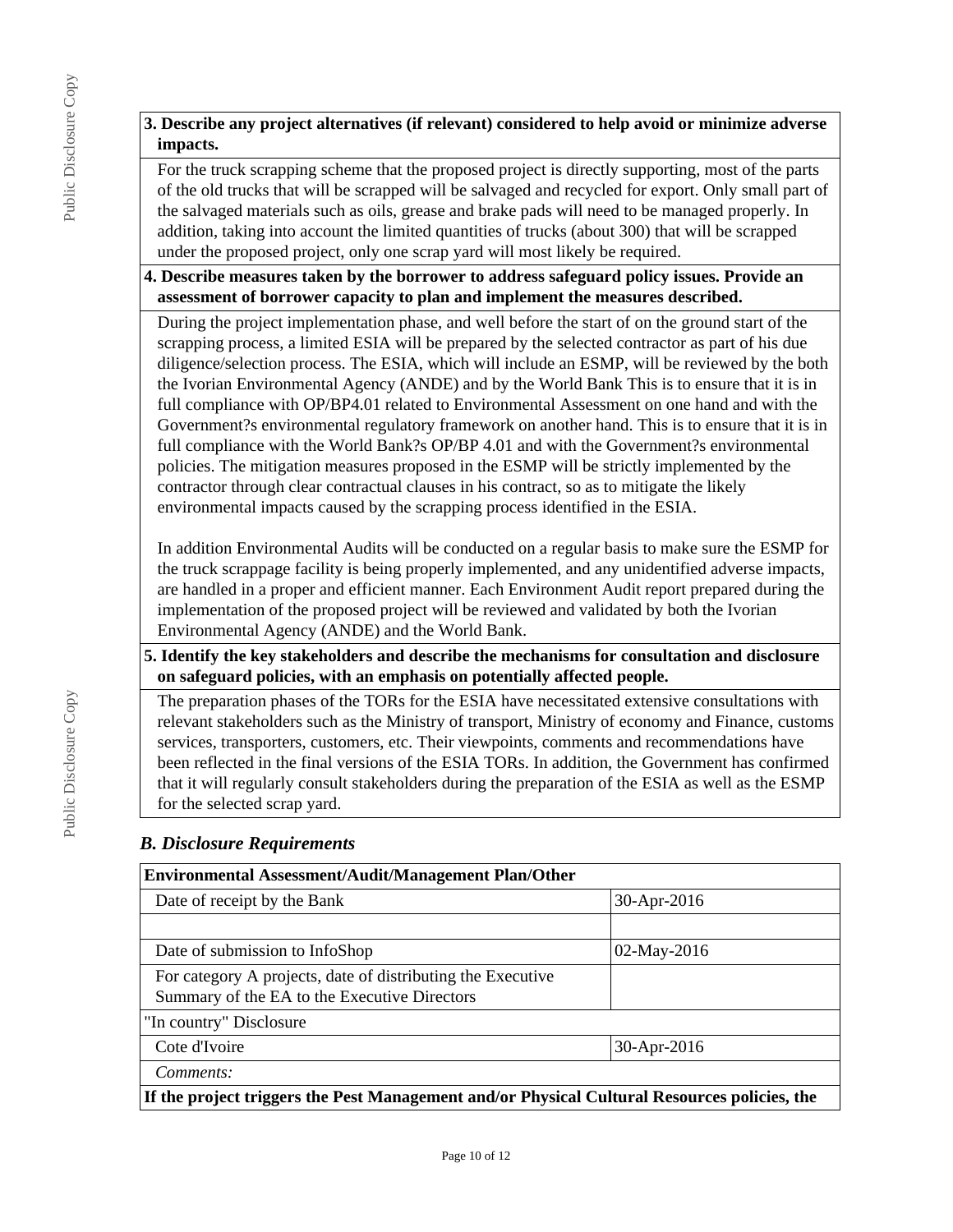**3. Describe any project alternatives (if relevant) considered to help avoid or minimize adverse impacts.**

For the truck scrapping scheme that the proposed project is directly supporting, most of the parts of the old trucks that will be scrapped will be salvaged and recycled for export. Only small part of the salvaged materials such as oils, grease and brake pads will need to be managed properly. In addition, taking into account the limited quantities of trucks (about 300) that will be scrapped under the proposed project, only one scrap yard will most likely be required.

**4. Describe measures taken by the borrower to address safeguard policy issues. Provide an assessment of borrower capacity to plan and implement the measures described.**

During the project implementation phase, and well before the start of on the ground start of the scrapping process, a limited ESIA will be prepared by the selected contractor as part of his due diligence/selection process. The ESIA, which will include an ESMP, will be reviewed by the both the Ivorian Environmental Agency (ANDE) and by the World Bank This is to ensure that it is in full compliance with OP/BP4.01 related to Environmental Assessment on one hand and with the Government?s environmental regulatory framework on another hand. This is to ensure that it is in full compliance with the World Bank?s OP/BP 4.01 and with the Government?s environmental policies. The mitigation measures proposed in the ESMP will be strictly implemented by the contractor through clear contractual clauses in his contract, so as to mitigate the likely environmental impacts caused by the scrapping process identified in the ESIA.

In addition Environmental Audits will be conducted on a regular basis to make sure the ESMP for the truck scrappage facility is being properly implemented, and any unidentified adverse impacts, are handled in a proper and efficient manner. Each Environment Audit report prepared during the implementation of the proposed project will be reviewed and validated by both the Ivorian Environmental Agency (ANDE) and the World Bank.

**5. Identify the key stakeholders and describe the mechanisms for consultation and disclosure on safeguard policies, with an emphasis on potentially affected people.**

The preparation phases of the TORs for the ESIA have necessitated extensive consultations with relevant stakeholders such as the Ministry of transport, Ministry of economy and Finance, customs services, transporters, customers, etc. Their viewpoints, comments and recommendations have been reflected in the final versions of the ESIA TORs. In addition, the Government has confirmed that it will regularly consult stakeholders during the preparation of the ESIA as well as the ESMP for the selected scrap yard.

### *B. Disclosure Requirements*

| **Environmental Assessment/Audit/Management Plan/Other** | |
|---|---|
| Date of receipt by the Bank | 30-Apr-2016 |
| | |
| Date of submission to InfoShop | 02-May-2016 |
| For category A projects, date of distributing the Executive Summary of the EA to the Executive Directors | |
| "In country" Disclosure | |
| Cote d'Ivoire | 30-Apr-2016 |
| *Comments:* | |

**If the project triggers the Pest Management and/or Physical Cultural Resources policies, the**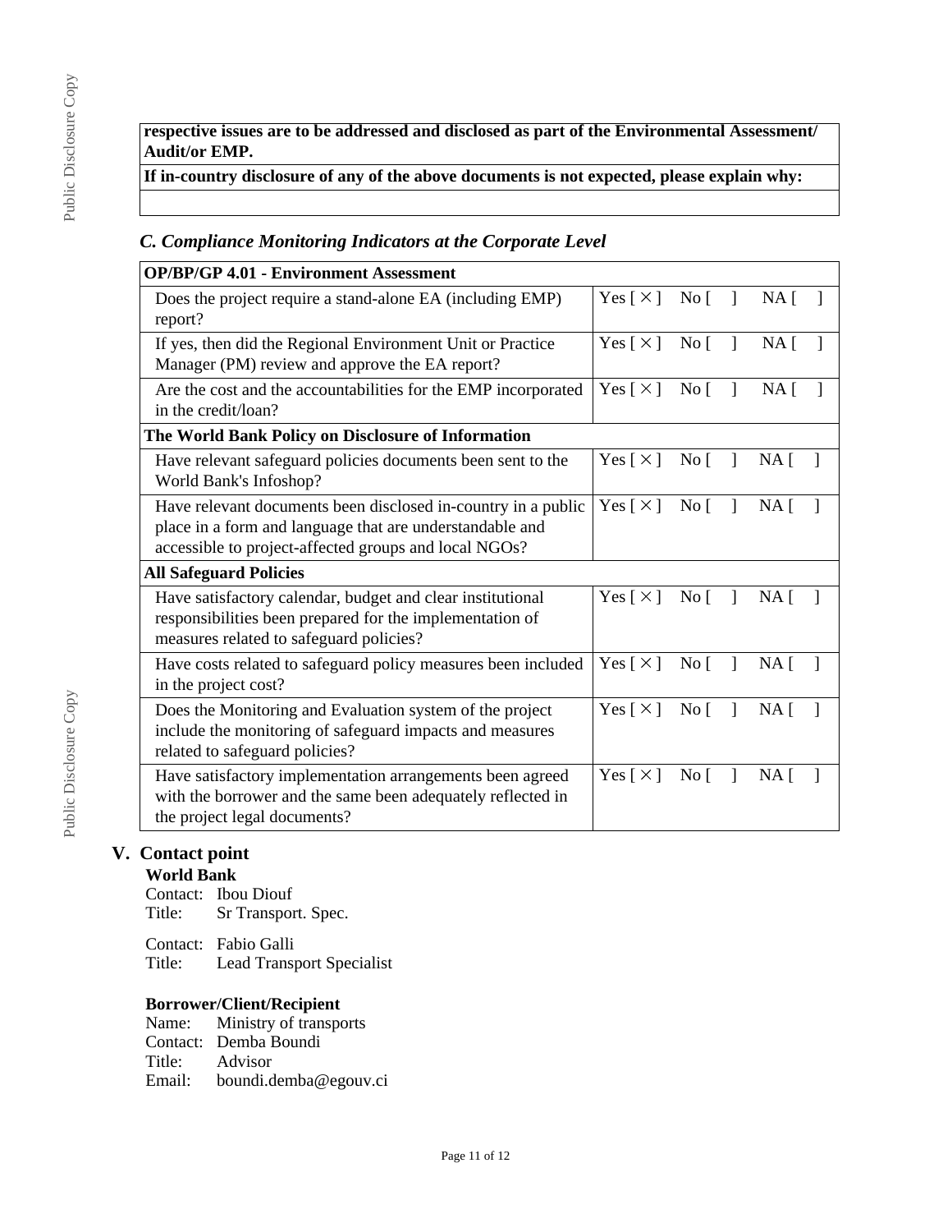| **respective issues are to be addressed and disclosed as part of the Environmental Assessment/ Audit/or EMP.** |
|---|
| **If in-country disclosure of any of the above documents is not expected, please explain why:** |
| |

### *C. Compliance Monitoring Indicators at the Corporate Level*

| **OP/BP/GP 4.01 - Environment Assessment** | |
|---|---|
| Does the project require a stand-alone EA (including EMP) report? | Yes [ × ] No [ ] NA [ ] |
| If yes, then did the Regional Environment Unit or Practice Manager (PM) review and approve the EA report? | Yes [ × ] No [ ] NA [ ] |
| Are the cost and the accountabilities for the EMP incorporated in the credit/loan? | Yes [ × ] No [ ] NA [ ] |
| **The World Bank Policy on Disclosure of Information** | |
| Have relevant safeguard policies documents been sent to the World Bank's Infoshop? | Yes [ × ] No [ ] NA [ ] |
| Have relevant documents been disclosed in-country in a public place in a form and language that are understandable and accessible to project-affected groups and local NGOs? | Yes [ × ] No [ ] NA [ ] |
| **All Safeguard Policies** | |
| Have satisfactory calendar, budget and clear institutional responsibilities been prepared for the implementation of measures related to safeguard policies? | Yes [ × ] No [ ] NA [ ] |
| Have costs related to safeguard policy measures been included in the project cost? | Yes [ × ] No [ ] NA [ ] |
| Does the Monitoring and Evaluation system of the project include the monitoring of safeguard impacts and measures related to safeguard policies? | Yes [ × ] No [ ] NA [ ] |
| Have satisfactory implementation arrangements been agreed with the borrower and the same been adequately reflected in the project legal documents? | Yes [ × ] No [ ] NA [ ] |

## V. Contact point

**World Bank**

Contact: Ibou Diouf
Title: Sr Transport. Spec.

Contact: Fabio Galli
Title: Lead Transport Specialist

**Borrower/Client/Recipient**

Name: Ministry of transports
Contact: Demba Boundi
Title: Advisor
Email: boundi.demba@egouv.ci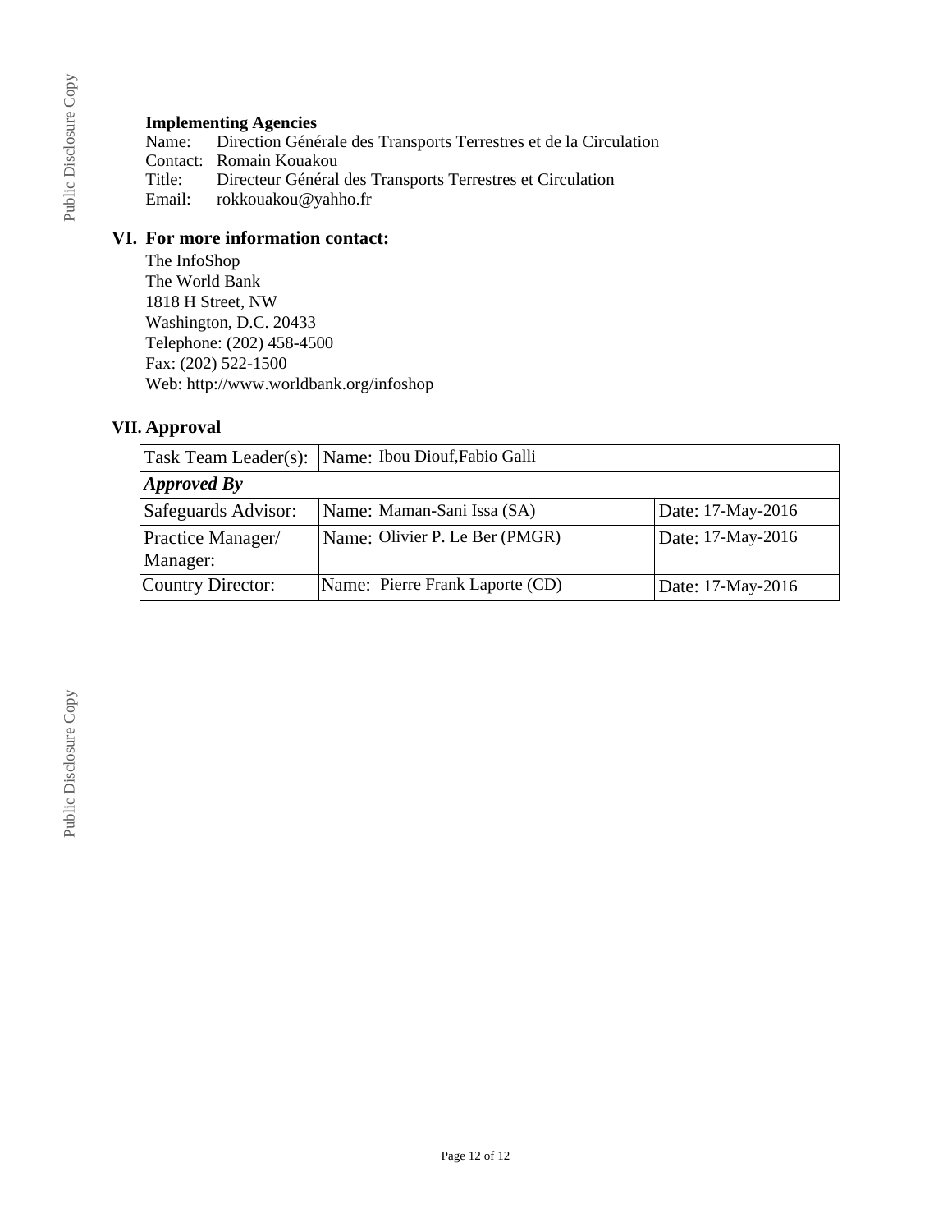**Implementing Agencies**

Name: Direction Générale des Transports Terrestres et de la Circulation
Contact: Romain Kouakou
Title: Directeur Général des Transports Terrestres et Circulation
Email: rokkouakou@yahho.fr

## VI. For more information contact:

The InfoShop
The World Bank
1818 H Street, NW
Washington, D.C. 20433
Telephone: (202) 458-4500
Fax: (202) 522-1500
Web: http://www.worldbank.org/infoshop

## VII. Approval

| | | |
|---|---|---|
| Task Team Leader(s): | Name: Ibou Diouf,Fabio Galli | |
| ***Approved By*** | | |
| Safeguards Advisor: | Name: Maman-Sani Issa (SA) | Date: 17-May-2016 |
| Practice Manager/ Manager: | Name: Olivier P. Le Ber (PMGR) | Date: 17-May-2016 |
| Country Director: | Name: Pierre Frank Laporte (CD) | Date: 17-May-2016 |